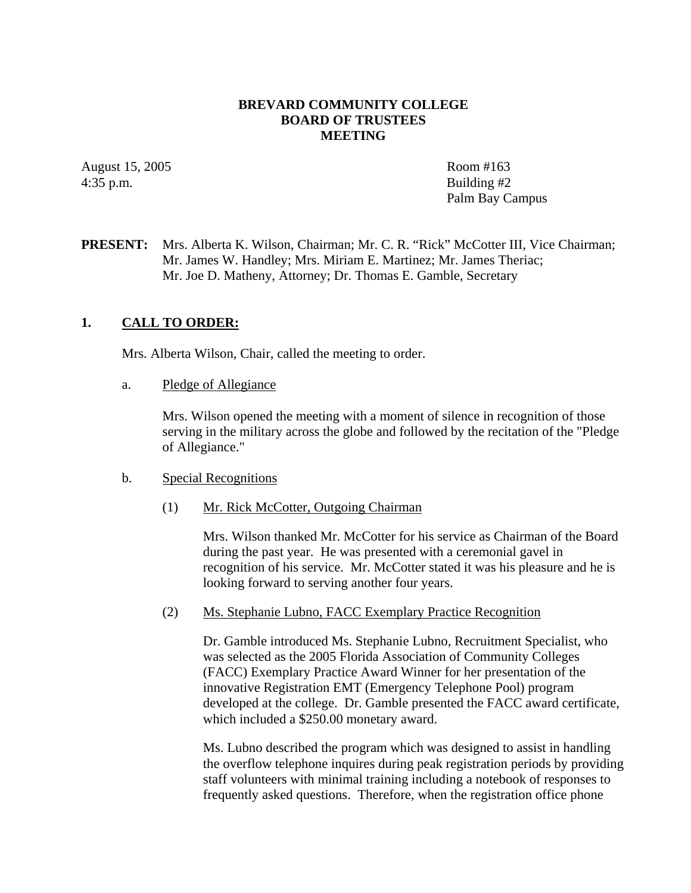**BREVARD COMMUNITY COLLEGE**
**BOARD OF TRUSTEES**
**MEETING**

August 15, 2005
4:35 p.m.

Room #163
Building #2
Palm Bay Campus

**PRESENT:** Mrs. Alberta K. Wilson, Chairman; Mr. C. R. "Rick" McCotter III, Vice Chairman; Mr. James W. Handley; Mrs. Miriam E. Martinez; Mr. James Theriac; Mr. Joe D. Matheny, Attorney; Dr. Thomas E. Gamble, Secretary

## 1. CALL TO ORDER:

Mrs. Alberta Wilson, Chair, called the meeting to order.

a. Pledge of Allegiance

Mrs. Wilson opened the meeting with a moment of silence in recognition of those serving in the military across the globe and followed by the recitation of the "Pledge of Allegiance."

b. Special Recognitions

(1) Mr. Rick McCotter, Outgoing Chairman

Mrs. Wilson thanked Mr. McCotter for his service as Chairman of the Board during the past year. He was presented with a ceremonial gavel in recognition of his service. Mr. McCotter stated it was his pleasure and he is looking forward to serving another four years.

(2) Ms. Stephanie Lubno, FACC Exemplary Practice Recognition

Dr. Gamble introduced Ms. Stephanie Lubno, Recruitment Specialist, who was selected as the 2005 Florida Association of Community Colleges (FACC) Exemplary Practice Award Winner for her presentation of the innovative Registration EMT (Emergency Telephone Pool) program developed at the college. Dr. Gamble presented the FACC award certificate, which included a $250.00 monetary award.

Ms. Lubno described the program which was designed to assist in handling the overflow telephone inquires during peak registration periods by providing staff volunteers with minimal training including a notebook of responses to frequently asked questions. Therefore, when the registration office phone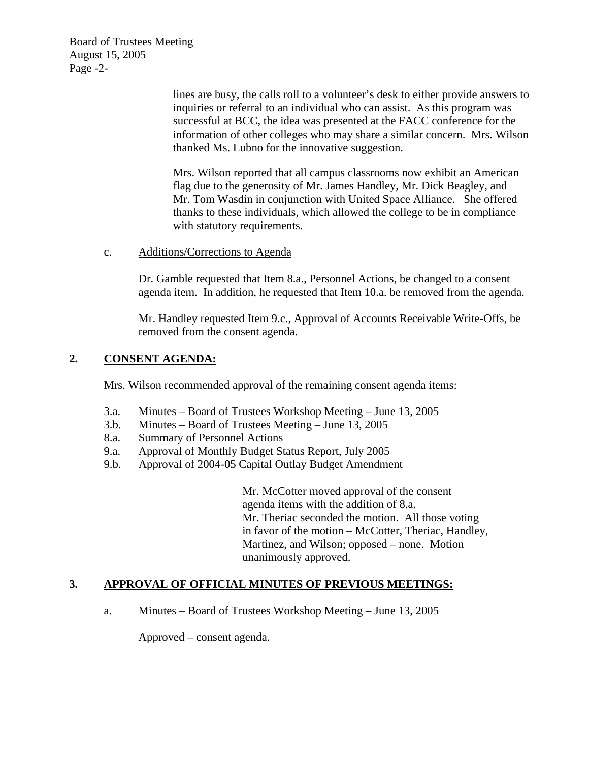lines are busy, the calls roll to a volunteer's desk to either provide answers to inquiries or referral to an individual who can assist. As this program was successful at BCC, the idea was presented at the FACC conference for the information of other colleges who may share a similar concern. Mrs. Wilson thanked Ms. Lubno for the innovative suggestion.

Mrs. Wilson reported that all campus classrooms now exhibit an American flag due to the generosity of Mr. James Handley, Mr. Dick Beagley, and Mr. Tom Wasdin in conjunction with United Space Alliance. She offered thanks to these individuals, which allowed the college to be in compliance with statutory requirements.

c. Additions/Corrections to Agenda

Dr. Gamble requested that Item 8.a., Personnel Actions, be changed to a consent agenda item. In addition, he requested that Item 10.a. be removed from the agenda.

Mr. Handley requested Item 9.c., Approval of Accounts Receivable Write-Offs, be removed from the consent agenda.

## 2. CONSENT AGENDA:

Mrs. Wilson recommended approval of the remaining consent agenda items:

- 3.a. Minutes – Board of Trustees Workshop Meeting – June 13, 2005
- 3.b. Minutes – Board of Trustees Meeting – June 13, 2005
- 8.a. Summary of Personnel Actions
- 9.a. Approval of Monthly Budget Status Report, July 2005
- 9.b. Approval of 2004-05 Capital Outlay Budget Amendment

Mr. McCotter moved approval of the consent agenda items with the addition of 8.a. Mr. Theriac seconded the motion. All those voting in favor of the motion – McCotter, Theriac, Handley, Martinez, and Wilson; opposed – none. Motion unanimously approved.

## 3. APPROVAL OF OFFICIAL MINUTES OF PREVIOUS MEETINGS:

a. Minutes – Board of Trustees Workshop Meeting – June 13, 2005

Approved – consent agenda.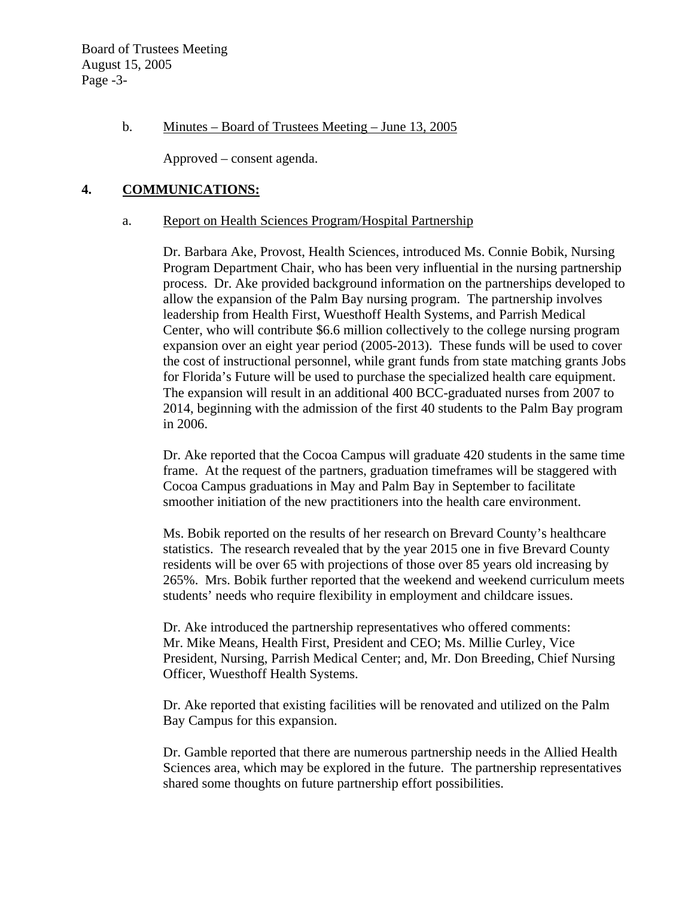b. Minutes – Board of Trustees Meeting – June 13, 2005

Approved – consent agenda.

**4. COMMUNICATIONS:**

a. Report on Health Sciences Program/Hospital Partnership

Dr. Barbara Ake, Provost, Health Sciences, introduced Ms. Connie Bobik, Nursing Program Department Chair, who has been very influential in the nursing partnership process. Dr. Ake provided background information on the partnerships developed to allow the expansion of the Palm Bay nursing program. The partnership involves leadership from Health First, Wuesthoff Health Systems, and Parrish Medical Center, who will contribute $6.6 million collectively to the college nursing program expansion over an eight year period (2005-2013). These funds will be used to cover the cost of instructional personnel, while grant funds from state matching grants Jobs for Florida's Future will be used to purchase the specialized health care equipment. The expansion will result in an additional 400 BCC-graduated nurses from 2007 to 2014, beginning with the admission of the first 40 students to the Palm Bay program in 2006.

Dr. Ake reported that the Cocoa Campus will graduate 420 students in the same time frame. At the request of the partners, graduation timeframes will be staggered with Cocoa Campus graduations in May and Palm Bay in September to facilitate smoother initiation of the new practitioners into the health care environment.

Ms. Bobik reported on the results of her research on Brevard County's healthcare statistics. The research revealed that by the year 2015 one in five Brevard County residents will be over 65 with projections of those over 85 years old increasing by 265%. Mrs. Bobik further reported that the weekend and weekend curriculum meets students' needs who require flexibility in employment and childcare issues.

Dr. Ake introduced the partnership representatives who offered comments: Mr. Mike Means, Health First, President and CEO; Ms. Millie Curley, Vice President, Nursing, Parrish Medical Center; and, Mr. Don Breeding, Chief Nursing Officer, Wuesthoff Health Systems.

Dr. Ake reported that existing facilities will be renovated and utilized on the Palm Bay Campus for this expansion.

Dr. Gamble reported that there are numerous partnership needs in the Allied Health Sciences area, which may be explored in the future. The partnership representatives shared some thoughts on future partnership effort possibilities.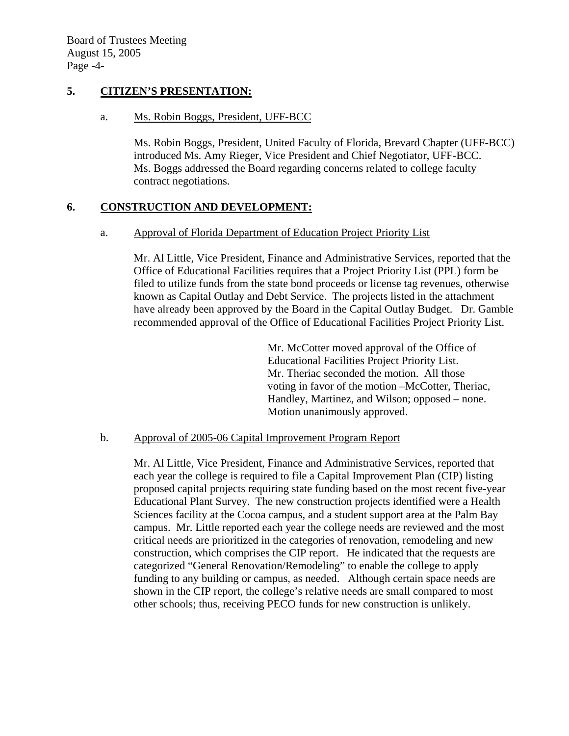## 5. CITIZEN'S PRESENTATION:

### a. Ms. Robin Boggs, President, UFF-BCC

Ms. Robin Boggs, President, United Faculty of Florida, Brevard Chapter (UFF-BCC) introduced Ms. Amy Rieger, Vice President and Chief Negotiator, UFF-BCC. Ms. Boggs addressed the Board regarding concerns related to college faculty contract negotiations.

## 6. CONSTRUCTION AND DEVELOPMENT:

### a. Approval of Florida Department of Education Project Priority List

Mr. Al Little, Vice President, Finance and Administrative Services, reported that the Office of Educational Facilities requires that a Project Priority List (PPL) form be filed to utilize funds from the state bond proceeds or license tag revenues, otherwise known as Capital Outlay and Debt Service. The projects listed in the attachment have already been approved by the Board in the Capital Outlay Budget. Dr. Gamble recommended approval of the Office of Educational Facilities Project Priority List.

> Mr. McCotter moved approval of the Office of Educational Facilities Project Priority List. Mr. Theriac seconded the motion. All those voting in favor of the motion –McCotter, Theriac, Handley, Martinez, and Wilson; opposed – none. Motion unanimously approved.

### b. Approval of 2005-06 Capital Improvement Program Report

Mr. Al Little, Vice President, Finance and Administrative Services, reported that each year the college is required to file a Capital Improvement Plan (CIP) listing proposed capital projects requiring state funding based on the most recent five-year Educational Plant Survey. The new construction projects identified were a Health Sciences facility at the Cocoa campus, and a student support area at the Palm Bay campus. Mr. Little reported each year the college needs are reviewed and the most critical needs are prioritized in the categories of renovation, remodeling and new construction, which comprises the CIP report. He indicated that the requests are categorized "General Renovation/Remodeling" to enable the college to apply funding to any building or campus, as needed. Although certain space needs are shown in the CIP report, the college's relative needs are small compared to most other schools; thus, receiving PECO funds for new construction is unlikely.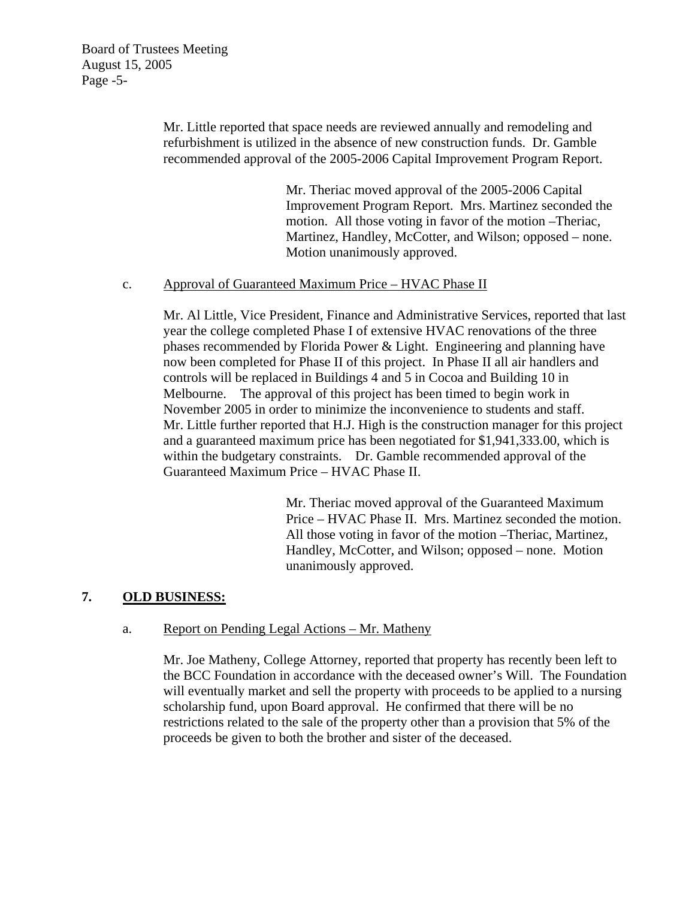Mr. Little reported that space needs are reviewed annually and remodeling and refurbishment is utilized in the absence of new construction funds. Dr. Gamble recommended approval of the 2005-2006 Capital Improvement Program Report.

> Mr. Theriac moved approval of the 2005-2006 Capital Improvement Program Report. Mrs. Martinez seconded the motion. All those voting in favor of the motion –Theriac, Martinez, Handley, McCotter, and Wilson; opposed – none. Motion unanimously approved.

c. Approval of Guaranteed Maximum Price – HVAC Phase II

Mr. Al Little, Vice President, Finance and Administrative Services, reported that last year the college completed Phase I of extensive HVAC renovations of the three phases recommended by Florida Power & Light. Engineering and planning have now been completed for Phase II of this project. In Phase II all air handlers and controls will be replaced in Buildings 4 and 5 in Cocoa and Building 10 in Melbourne. The approval of this project has been timed to begin work in November 2005 in order to minimize the inconvenience to students and staff. Mr. Little further reported that H.J. High is the construction manager for this project and a guaranteed maximum price has been negotiated for $1,941,333.00, which is within the budgetary constraints. Dr. Gamble recommended approval of the Guaranteed Maximum Price – HVAC Phase II.

> Mr. Theriac moved approval of the Guaranteed Maximum Price – HVAC Phase II. Mrs. Martinez seconded the motion. All those voting in favor of the motion –Theriac, Martinez, Handley, McCotter, and Wilson; opposed – none. Motion unanimously approved.

## 7. OLD BUSINESS:

a. Report on Pending Legal Actions – Mr. Matheny

Mr. Joe Matheny, College Attorney, reported that property has recently been left to the BCC Foundation in accordance with the deceased owner's Will. The Foundation will eventually market and sell the property with proceeds to be applied to a nursing scholarship fund, upon Board approval. He confirmed that there will be no restrictions related to the sale of the property other than a provision that 5% of the proceeds be given to both the brother and sister of the deceased.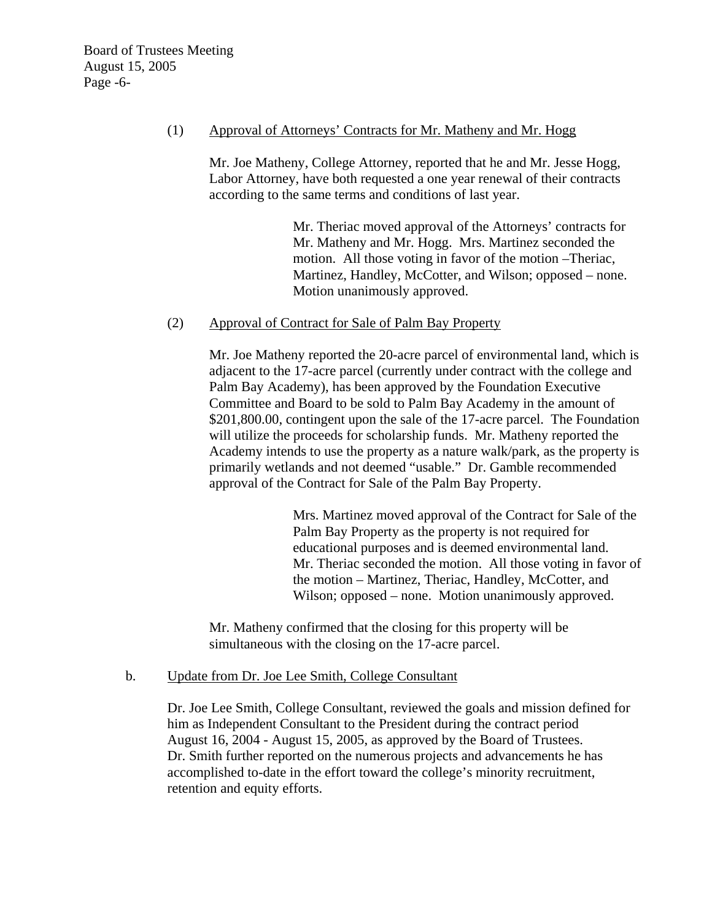(1) Approval of Attorneys' Contracts for Mr. Matheny and Mr. Hogg

Mr. Joe Matheny, College Attorney, reported that he and Mr. Jesse Hogg, Labor Attorney, have both requested a one year renewal of their contracts according to the same terms and conditions of last year.

> Mr. Theriac moved approval of the Attorneys' contracts for Mr. Matheny and Mr. Hogg. Mrs. Martinez seconded the motion. All those voting in favor of the motion –Theriac, Martinez, Handley, McCotter, and Wilson; opposed – none. Motion unanimously approved.

(2) Approval of Contract for Sale of Palm Bay Property

Mr. Joe Matheny reported the 20-acre parcel of environmental land, which is adjacent to the 17-acre parcel (currently under contract with the college and Palm Bay Academy), has been approved by the Foundation Executive Committee and Board to be sold to Palm Bay Academy in the amount of $201,800.00, contingent upon the sale of the 17-acre parcel. The Foundation will utilize the proceeds for scholarship funds. Mr. Matheny reported the Academy intends to use the property as a nature walk/park, as the property is primarily wetlands and not deemed "usable." Dr. Gamble recommended approval of the Contract for Sale of the Palm Bay Property.

> Mrs. Martinez moved approval of the Contract for Sale of the Palm Bay Property as the property is not required for educational purposes and is deemed environmental land. Mr. Theriac seconded the motion. All those voting in favor of the motion – Martinez, Theriac, Handley, McCotter, and Wilson; opposed – none. Motion unanimously approved.

Mr. Matheny confirmed that the closing for this property will be simultaneous with the closing on the 17-acre parcel.

b. Update from Dr. Joe Lee Smith, College Consultant

Dr. Joe Lee Smith, College Consultant, reviewed the goals and mission defined for him as Independent Consultant to the President during the contract period August 16, 2004 - August 15, 2005, as approved by the Board of Trustees. Dr. Smith further reported on the numerous projects and advancements he has accomplished to-date in the effort toward the college's minority recruitment, retention and equity efforts.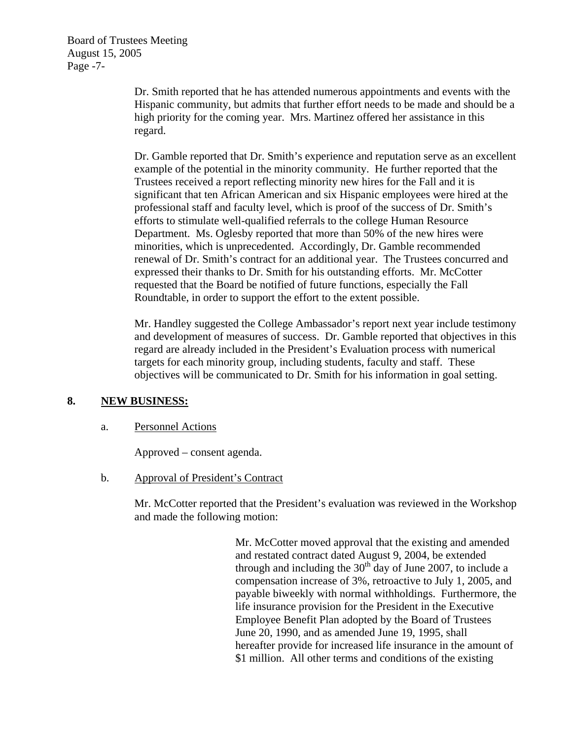Dr. Smith reported that he has attended numerous appointments and events with the Hispanic community, but admits that further effort needs to be made and should be a high priority for the coming year. Mrs. Martinez offered her assistance in this regard.

Dr. Gamble reported that Dr. Smith's experience and reputation serve as an excellent example of the potential in the minority community. He further reported that the Trustees received a report reflecting minority new hires for the Fall and it is significant that ten African American and six Hispanic employees were hired at the professional staff and faculty level, which is proof of the success of Dr. Smith's efforts to stimulate well-qualified referrals to the college Human Resource Department. Ms. Oglesby reported that more than 50% of the new hires were minorities, which is unprecedented. Accordingly, Dr. Gamble recommended renewal of Dr. Smith's contract for an additional year. The Trustees concurred and expressed their thanks to Dr. Smith for his outstanding efforts. Mr. McCotter requested that the Board be notified of future functions, especially the Fall Roundtable, in order to support the effort to the extent possible.

Mr. Handley suggested the College Ambassador's report next year include testimony and development of measures of success. Dr. Gamble reported that objectives in this regard are already included in the President's Evaluation process with numerical targets for each minority group, including students, faculty and staff. These objectives will be communicated to Dr. Smith for his information in goal setting.

## 8. NEW BUSINESS:

a. Personnel Actions

Approved – consent agenda.

b. Approval of President's Contract

Mr. McCotter reported that the President's evaluation was reviewed in the Workshop and made the following motion:

> Mr. McCotter moved approval that the existing and amended and restated contract dated August 9, 2004, be extended through and including the 30th day of June 2007, to include a compensation increase of 3%, retroactive to July 1, 2005, and payable biweekly with normal withholdings. Furthermore, the life insurance provision for the President in the Executive Employee Benefit Plan adopted by the Board of Trustees June 20, 1990, and as amended June 19, 1995, shall hereafter provide for increased life insurance in the amount of $1 million. All other terms and conditions of the existing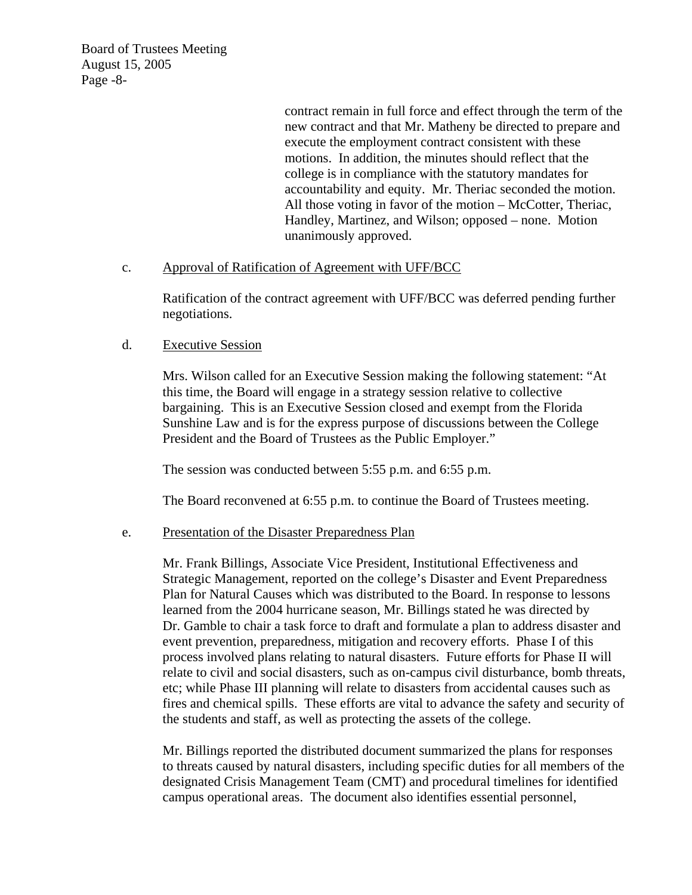contract remain in full force and effect through the term of the new contract and that Mr. Matheny be directed to prepare and execute the employment contract consistent with these motions. In addition, the minutes should reflect that the college is in compliance with the statutory mandates for accountability and equity. Mr. Theriac seconded the motion. All those voting in favor of the motion – McCotter, Theriac, Handley, Martinez, and Wilson; opposed – none. Motion unanimously approved.

c. <u>Approval of Ratification of Agreement with UFF/BCC</u>

Ratification of the contract agreement with UFF/BCC was deferred pending further negotiations.

d. <u>Executive Session</u>

Mrs. Wilson called for an Executive Session making the following statement: "At this time, the Board will engage in a strategy session relative to collective bargaining. This is an Executive Session closed and exempt from the Florida Sunshine Law and is for the express purpose of discussions between the College President and the Board of Trustees as the Public Employer."

The session was conducted between 5:55 p.m. and 6:55 p.m.

The Board reconvened at 6:55 p.m. to continue the Board of Trustees meeting.

e. <u>Presentation of the Disaster Preparedness Plan</u>

Mr. Frank Billings, Associate Vice President, Institutional Effectiveness and Strategic Management, reported on the college's Disaster and Event Preparedness Plan for Natural Causes which was distributed to the Board. In response to lessons learned from the 2004 hurricane season, Mr. Billings stated he was directed by Dr. Gamble to chair a task force to draft and formulate a plan to address disaster and event prevention, preparedness, mitigation and recovery efforts. Phase I of this process involved plans relating to natural disasters. Future efforts for Phase II will relate to civil and social disasters, such as on-campus civil disturbance, bomb threats, etc; while Phase III planning will relate to disasters from accidental causes such as fires and chemical spills. These efforts are vital to advance the safety and security of the students and staff, as well as protecting the assets of the college.

Mr. Billings reported the distributed document summarized the plans for responses to threats caused by natural disasters, including specific duties for all members of the designated Crisis Management Team (CMT) and procedural timelines for identified campus operational areas. The document also identifies essential personnel,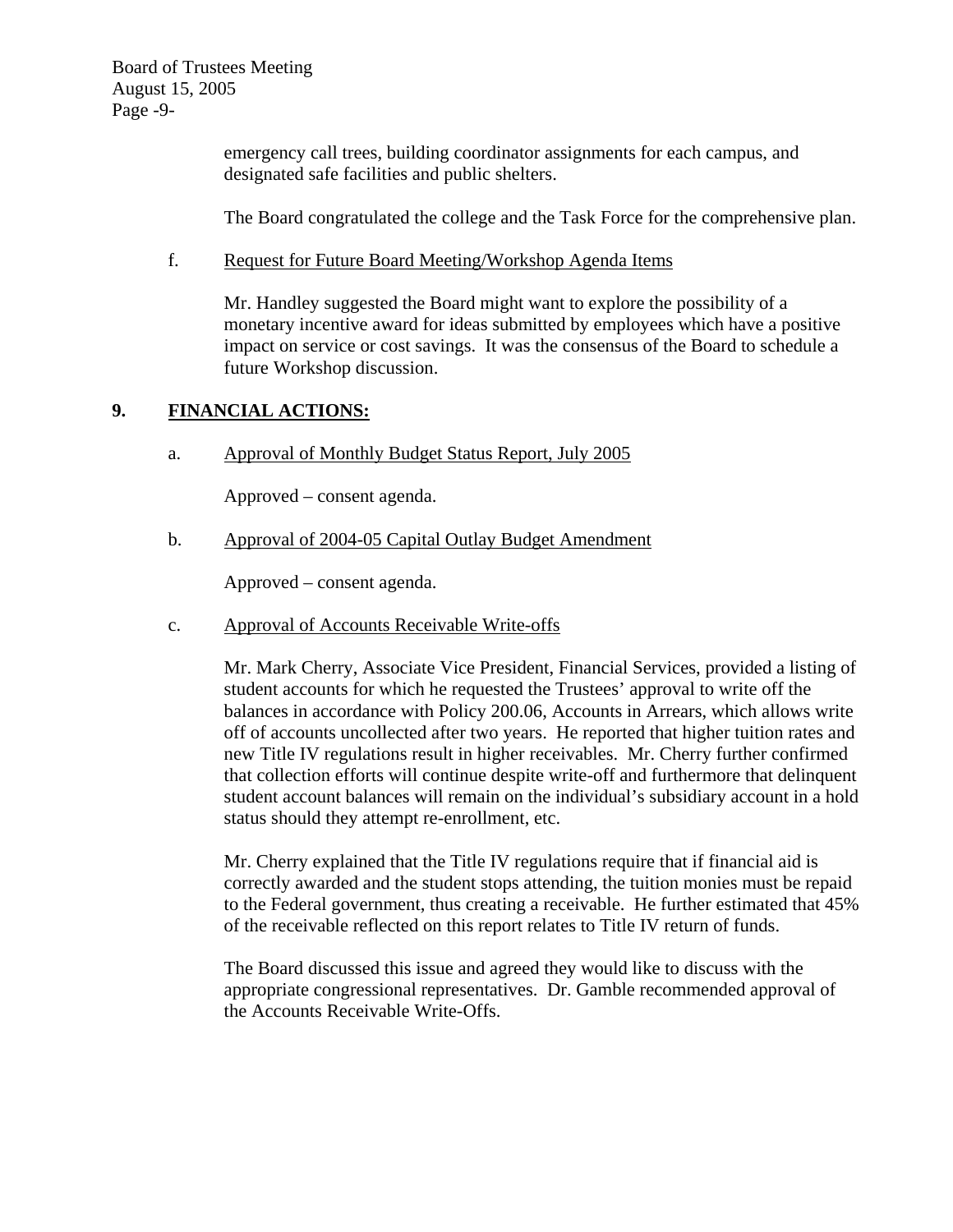emergency call trees, building coordinator assignments for each campus, and designated safe facilities and public shelters.

The Board congratulated the college and the Task Force for the comprehensive plan.

f. Request for Future Board Meeting/Workshop Agenda Items

Mr. Handley suggested the Board might want to explore the possibility of a monetary incentive award for ideas submitted by employees which have a positive impact on service or cost savings. It was the consensus of the Board to schedule a future Workshop discussion.

## 9. FINANCIAL ACTIONS:

a. Approval of Monthly Budget Status Report, July 2005

Approved – consent agenda.

b. Approval of 2004-05 Capital Outlay Budget Amendment

Approved – consent agenda.

c. Approval of Accounts Receivable Write-offs

Mr. Mark Cherry, Associate Vice President, Financial Services, provided a listing of student accounts for which he requested the Trustees' approval to write off the balances in accordance with Policy 200.06, Accounts in Arrears, which allows write off of accounts uncollected after two years. He reported that higher tuition rates and new Title IV regulations result in higher receivables. Mr. Cherry further confirmed that collection efforts will continue despite write-off and furthermore that delinquent student account balances will remain on the individual's subsidiary account in a hold status should they attempt re-enrollment, etc.

Mr. Cherry explained that the Title IV regulations require that if financial aid is correctly awarded and the student stops attending, the tuition monies must be repaid to the Federal government, thus creating a receivable. He further estimated that 45% of the receivable reflected on this report relates to Title IV return of funds.

The Board discussed this issue and agreed they would like to discuss with the appropriate congressional representatives. Dr. Gamble recommended approval of the Accounts Receivable Write-Offs.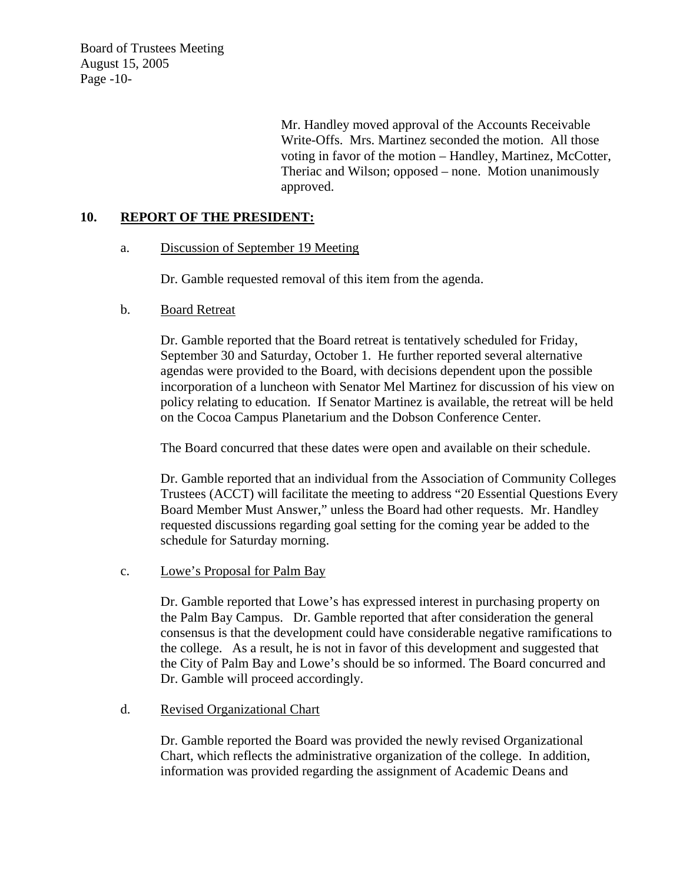Mr. Handley moved approval of the Accounts Receivable Write-Offs. Mrs. Martinez seconded the motion. All those voting in favor of the motion – Handley, Martinez, McCotter, Theriac and Wilson; opposed – none. Motion unanimously approved.

## 10. REPORT OF THE PRESIDENT:

### a. Discussion of September 19 Meeting

Dr. Gamble requested removal of this item from the agenda.

### b. Board Retreat

Dr. Gamble reported that the Board retreat is tentatively scheduled for Friday, September 30 and Saturday, October 1. He further reported several alternative agendas were provided to the Board, with decisions dependent upon the possible incorporation of a luncheon with Senator Mel Martinez for discussion of his view on policy relating to education. If Senator Martinez is available, the retreat will be held on the Cocoa Campus Planetarium and the Dobson Conference Center.

The Board concurred that these dates were open and available on their schedule.

Dr. Gamble reported that an individual from the Association of Community Colleges Trustees (ACCT) will facilitate the meeting to address "20 Essential Questions Every Board Member Must Answer," unless the Board had other requests. Mr. Handley requested discussions regarding goal setting for the coming year be added to the schedule for Saturday morning.

### c. Lowe's Proposal for Palm Bay

Dr. Gamble reported that Lowe's has expressed interest in purchasing property on the Palm Bay Campus. Dr. Gamble reported that after consideration the general consensus is that the development could have considerable negative ramifications to the college. As a result, he is not in favor of this development and suggested that the City of Palm Bay and Lowe's should be so informed. The Board concurred and Dr. Gamble will proceed accordingly.

### d. Revised Organizational Chart

Dr. Gamble reported the Board was provided the newly revised Organizational Chart, which reflects the administrative organization of the college. In addition, information was provided regarding the assignment of Academic Deans and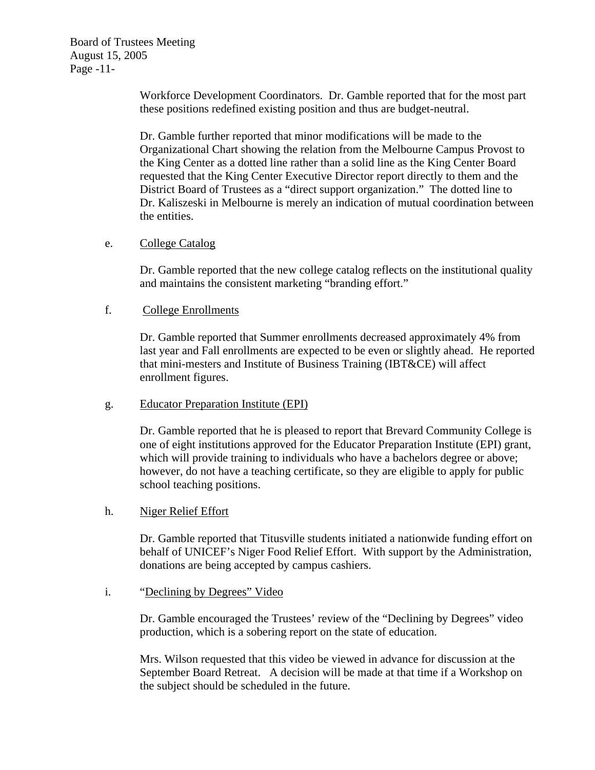Workforce Development Coordinators. Dr. Gamble reported that for the most part these positions redefined existing position and thus are budget-neutral.

Dr. Gamble further reported that minor modifications will be made to the Organizational Chart showing the relation from the Melbourne Campus Provost to the King Center as a dotted line rather than a solid line as the King Center Board requested that the King Center Executive Director report directly to them and the District Board of Trustees as a "direct support organization." The dotted line to Dr. Kaliszeski in Melbourne is merely an indication of mutual coordination between the entities.

e. College Catalog

Dr. Gamble reported that the new college catalog reflects on the institutional quality and maintains the consistent marketing "branding effort."

f. College Enrollments

Dr. Gamble reported that Summer enrollments decreased approximately 4% from last year and Fall enrollments are expected to be even or slightly ahead. He reported that mini-mesters and Institute of Business Training (IBT&CE) will affect enrollment figures.

g. Educator Preparation Institute (EPI)

Dr. Gamble reported that he is pleased to report that Brevard Community College is one of eight institutions approved for the Educator Preparation Institute (EPI) grant, which will provide training to individuals who have a bachelors degree or above; however, do not have a teaching certificate, so they are eligible to apply for public school teaching positions.

h. Niger Relief Effort

Dr. Gamble reported that Titusville students initiated a nationwide funding effort on behalf of UNICEF's Niger Food Relief Effort. With support by the Administration, donations are being accepted by campus cashiers.

i. "Declining by Degrees" Video

Dr. Gamble encouraged the Trustees' review of the "Declining by Degrees" video production, which is a sobering report on the state of education.

Mrs. Wilson requested that this video be viewed in advance for discussion at the September Board Retreat. A decision will be made at that time if a Workshop on the subject should be scheduled in the future.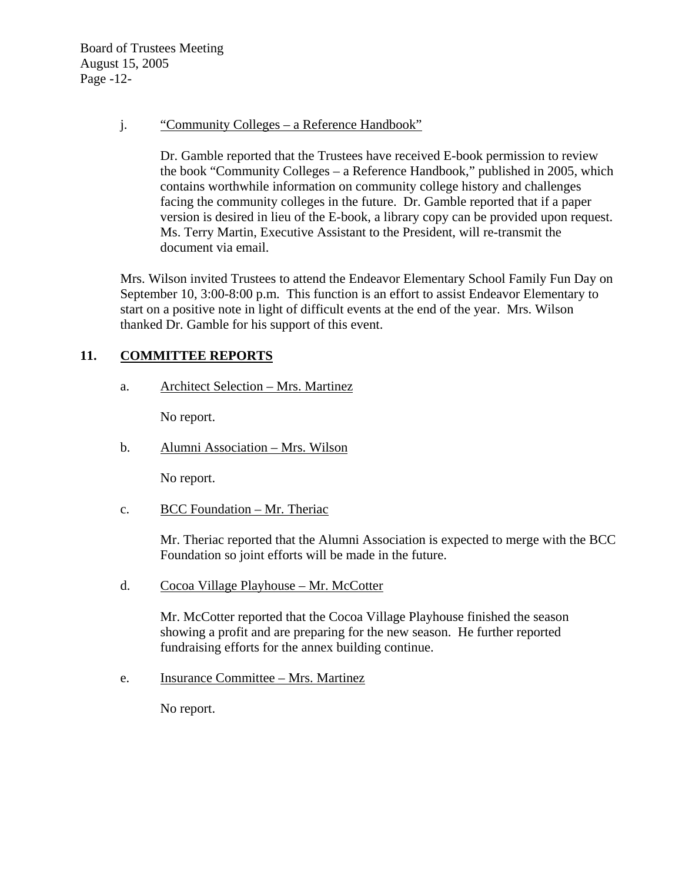j. <u>"Community Colleges – a Reference Handbook"</u>

Dr. Gamble reported that the Trustees have received E-book permission to review the book "Community Colleges – a Reference Handbook," published in 2005, which contains worthwhile information on community college history and challenges facing the community colleges in the future. Dr. Gamble reported that if a paper version is desired in lieu of the E-book, a library copy can be provided upon request. Ms. Terry Martin, Executive Assistant to the President, will re-transmit the document via email.

Mrs. Wilson invited Trustees to attend the Endeavor Elementary School Family Fun Day on September 10, 3:00-8:00 p.m. This function is an effort to assist Endeavor Elementary to start on a positive note in light of difficult events at the end of the year. Mrs. Wilson thanked Dr. Gamble for his support of this event.

## 11. COMMITTEE REPORTS

a. <u>Architect Selection – Mrs. Martinez</u>

No report.

b. <u>Alumni Association – Mrs. Wilson</u>

No report.

c. <u>BCC Foundation – Mr. Theriac</u>

Mr. Theriac reported that the Alumni Association is expected to merge with the BCC Foundation so joint efforts will be made in the future.

d. <u>Cocoa Village Playhouse – Mr. McCotter</u>

Mr. McCotter reported that the Cocoa Village Playhouse finished the season showing a profit and are preparing for the new season. He further reported fundraising efforts for the annex building continue.

e. <u>Insurance Committee – Mrs. Martinez</u>

No report.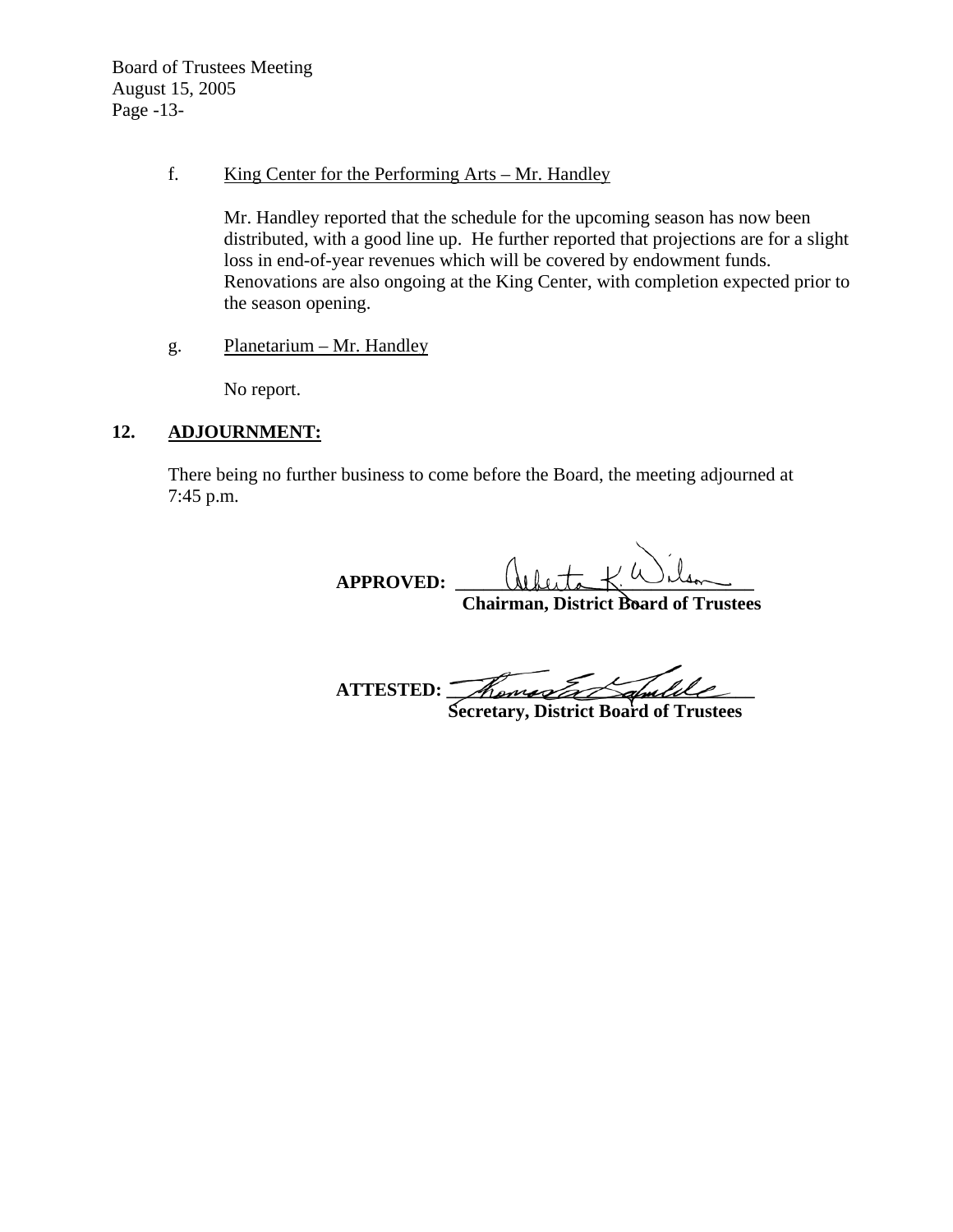f. <u>King Center for the Performing Arts – Mr. Handley</u>

Mr. Handley reported that the schedule for the upcoming season has now been distributed, with a good line up. He further reported that projections are for a slight loss in end-of-year revenues which will be covered by endowment funds. Renovations are also ongoing at the King Center, with completion expected prior to the season opening.

g. <u>Planetarium – Mr. Handley</u>

No report.

## 12. ADJOURNMENT:

There being no further business to come before the Board, the meeting adjourned at 7:45 p.m.

**APPROVED:** ______________________________
**Chairman, District Board of Trustees**

**ATTESTED:** ______________________________
**Secretary, District Board of Trustees**